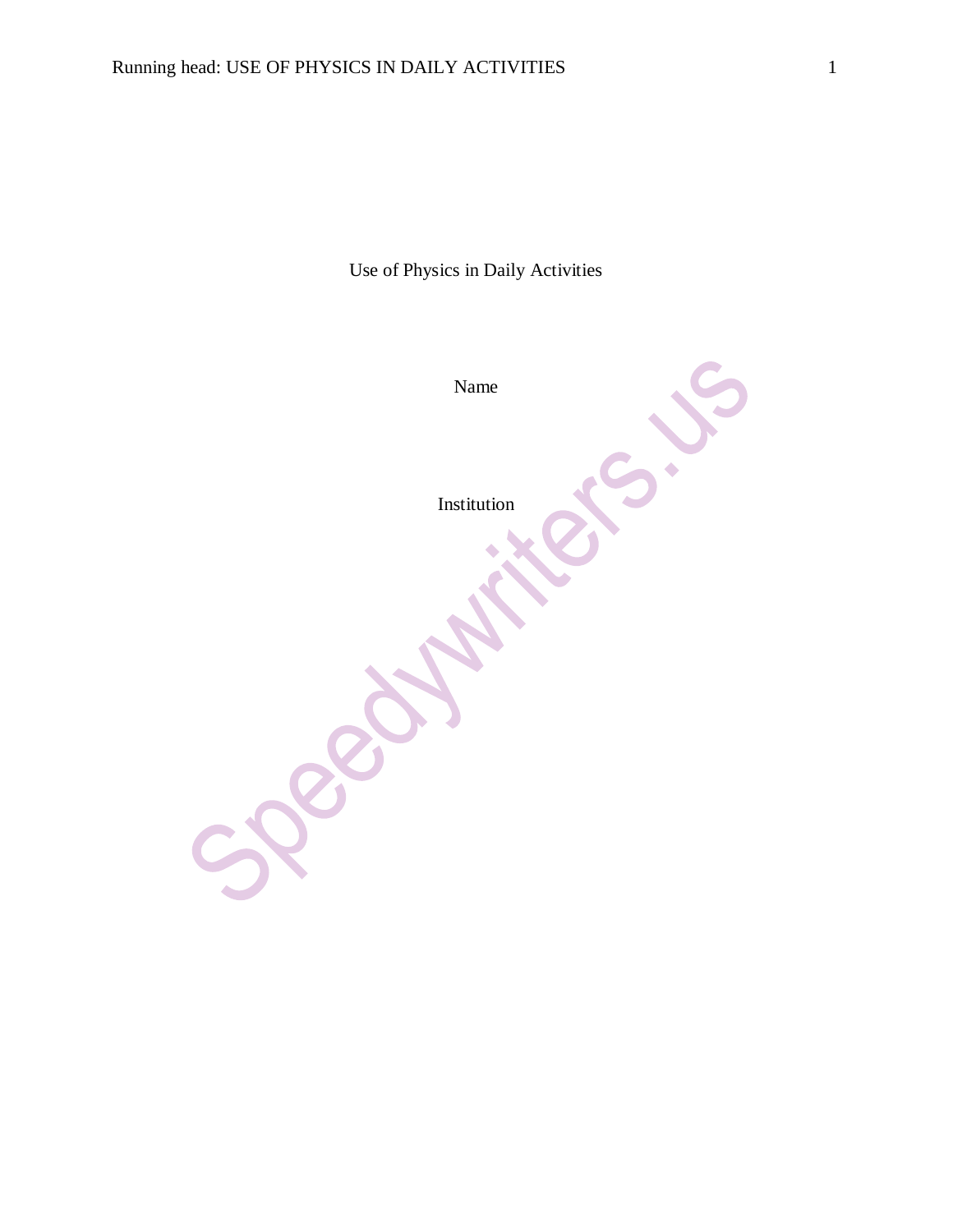# Use of Physics in Daily Activities

Name

Institution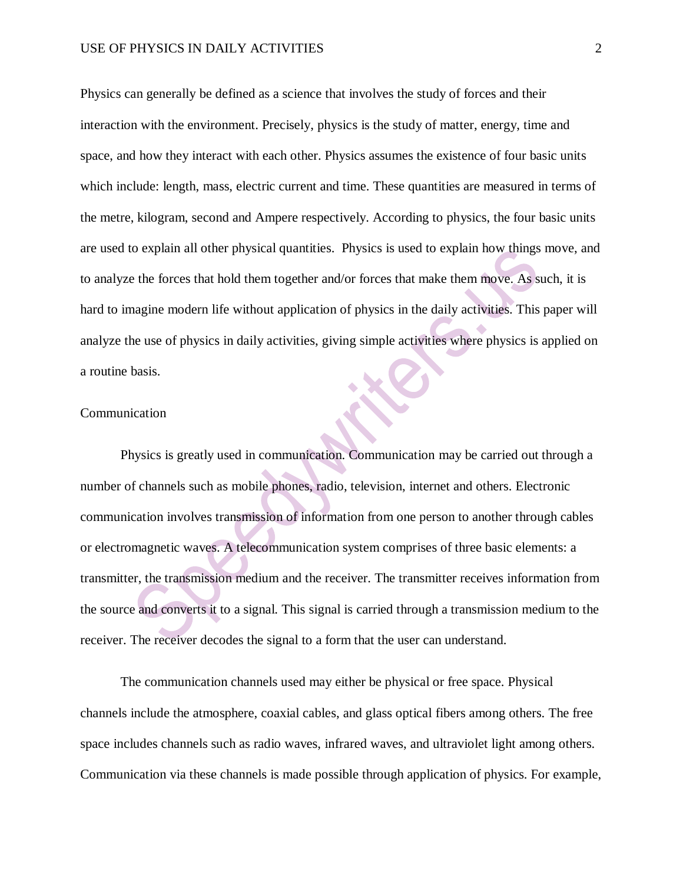Physics can generally be defined as a science that involves the study of forces and their interaction with the environment. Precisely, physics is the study of matter, energy, time and space, and how they interact with each other. Physics assumes the existence of four basic units which include: length, mass, electric current and time. These quantities are measured in terms of the metre, kilogram, second and Ampere respectively. According to physics, the four basic units are used to explain all other physical quantities. Physics is used to explain how things move, and to analyze the forces that hold them together and/or forces that make them move. As such, it is hard to imagine modern life without application of physics in the daily activities. This paper will analyze the use of physics in daily activities, giving simple activities where physics is applied on a routine basis.

## Communication

Physics is greatly used in communication. Communication may be carried out through a number of channels such as mobile phones, radio, television, internet and others. Electronic communication involves transmission of information from one person to another through cables or electromagnetic waves. A telecommunication system comprises of three basic elements: a transmitter, the transmission medium and the receiver. The transmitter receives information from the source and converts it to a signal. This signal is carried through a transmission medium to the receiver. The receiver decodes the signal to a form that the user can understand.

The communication channels used may either be physical or free space. Physical channels include the atmosphere, coaxial cables, and glass optical fibers among others. The free space includes channels such as radio waves, infrared waves, and ultraviolet light among others. Communication via these channels is made possible through application of physics. For example,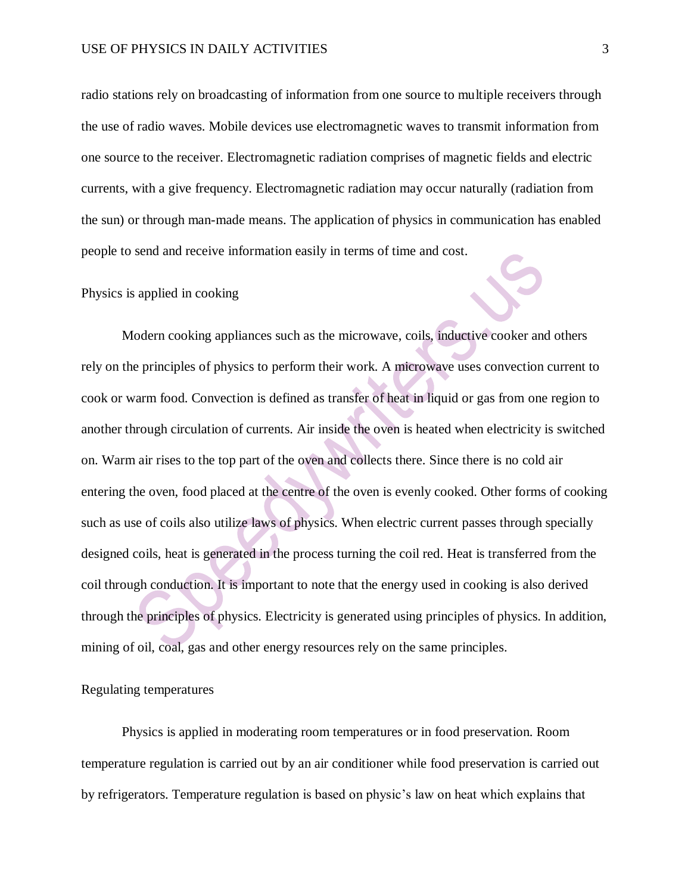radio stations rely on broadcasting of information from one source to multiple receivers through the use of radio waves. Mobile devices use electromagnetic waves to transmit information from one source to the receiver. Electromagnetic radiation comprises of magnetic fields and electric currents, with a give frequency. Electromagnetic radiation may occur naturally (radiation from the sun) or through man-made means. The application of physics in communication has enabled people to send and receive information easily in terms of time and cost.

Physics is applied in cooking

Modern cooking appliances such as the microwave, coils, inductive cooker and others rely on the principles of physics to perform their work. A microwave uses convection current to cook or warm food. Convection is defined as transfer of heat in liquid or gas from one region to another through circulation of currents. Air inside the oven is heated when electricity is switched on. Warm air rises to the top part of the oven and collects there. Since there is no cold air entering the oven, food placed at the centre of the oven is evenly cooked. Other forms of cooking such as use of coils also utilize laws of physics. When electric current passes through specially designed coils, heat is generated in the process turning the coil red. Heat is transferred from the coil through conduction. It is important to note that the energy used in cooking is also derived through the principles of physics. Electricity is generated using principles of physics. In addition, mining of oil, coal, gas and other energy resources rely on the same principles.

Regulating temperatures

Physics is applied in moderating room temperatures or in food preservation. Room temperature regulation is carried out by an air conditioner while food preservation is carried out by refrigerators. Temperature regulation is based on physic's law on heat which explains that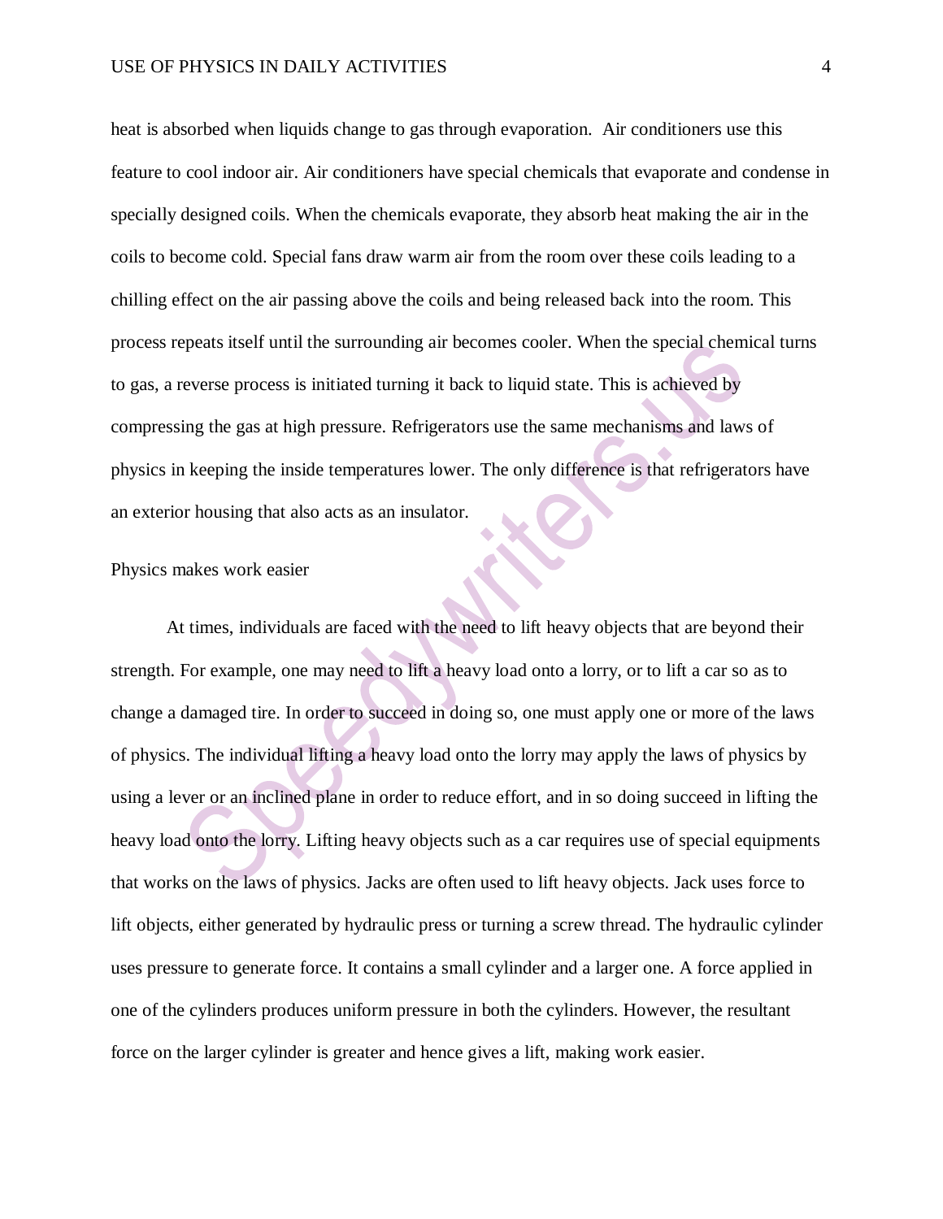heat is absorbed when liquids change to gas through evaporation.  Air conditioners use this feature to cool indoor air. Air conditioners have special chemicals that evaporate and condense in specially designed coils. When the chemicals evaporate, they absorb heat making the air in the coils to become cold. Special fans draw warm air from the room over these coils leading to a chilling effect on the air passing above the coils and being released back into the room. This process repeats itself until the surrounding air becomes cooler. When the special chemical turns to gas, a reverse process is initiated turning it back to liquid state. This is achieved by compressing the gas at high pressure. Refrigerators use the same mechanisms and laws of physics in keeping the inside temperatures lower. The only difference is that refrigerators have an exterior housing that also acts as an insulator.

## Physics makes work easier

At times, individuals are faced with the need to lift heavy objects that are beyond their strength. For example, one may need to lift a heavy load onto a lorry, or to lift a car so as to change a damaged tire. In order to succeed in doing so, one must apply one or more of the laws of physics. The individual lifting a heavy load onto the lorry may apply the laws of physics by using a lever or an inclined plane in order to reduce effort, and in so doing succeed in lifting the heavy load onto the lorry. Lifting heavy objects such as a car requires use of special equipments that works on the laws of physics. Jacks are often used to lift heavy objects. Jack uses force to lift objects, either generated by hydraulic press or turning a screw thread. The hydraulic cylinder uses pressure to generate force. It contains a small cylinder and a larger one. A force applied in one of the cylinders produces uniform pressure in both the cylinders. However, the resultant force on the larger cylinder is greater and hence gives a lift, making work easier.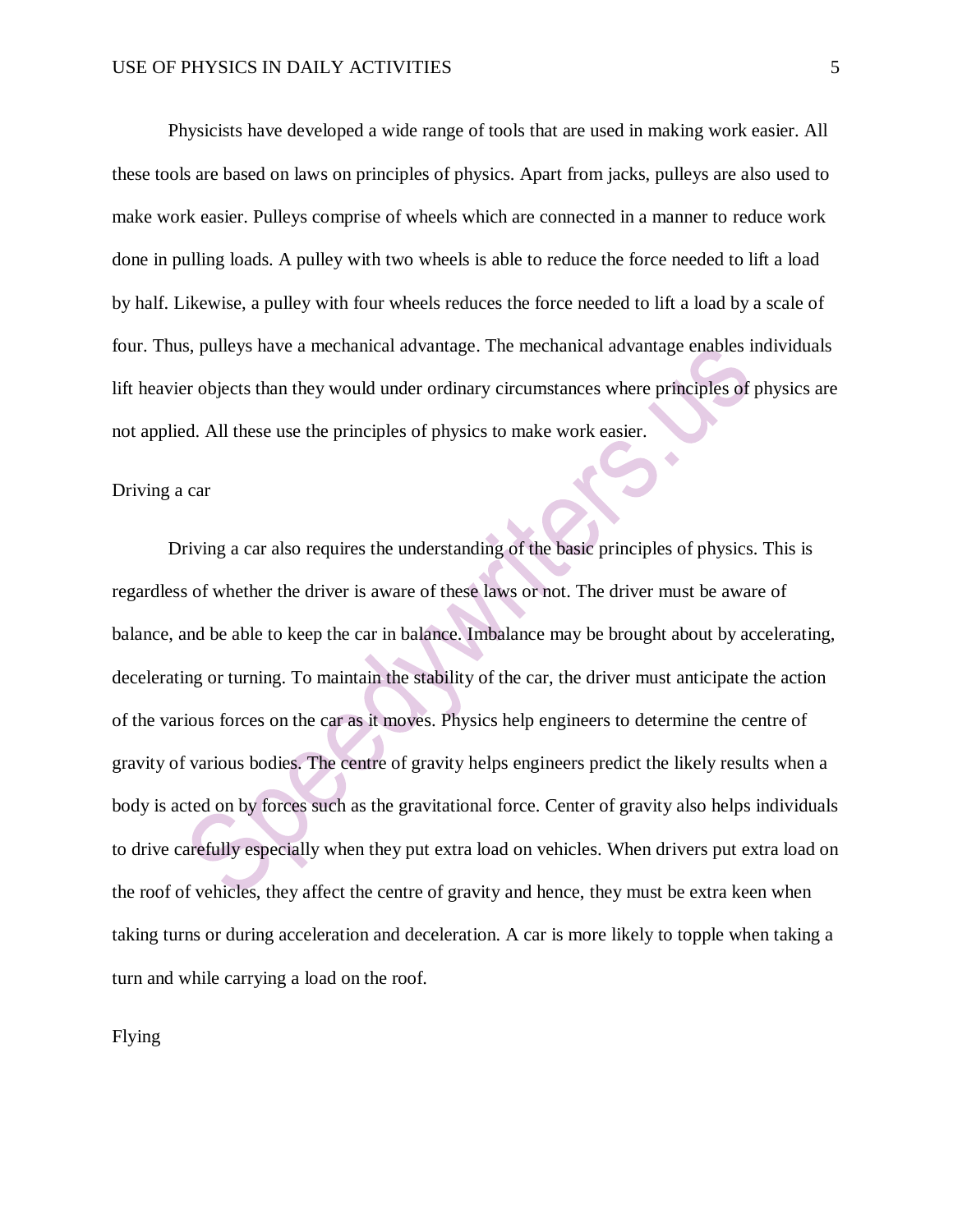Physicists have developed a wide range of tools that are used in making work easier. All these tools are based on laws on principles of physics. Apart from jacks, pulleys are also used to make work easier. Pulleys comprise of wheels which are connected in a manner to reduce work done in pulling loads. A pulley with two wheels is able to reduce the force needed to lift a load by half. Likewise, a pulley with four wheels reduces the force needed to lift a load by a scale of four. Thus, pulleys have a mechanical advantage. The mechanical advantage enables individuals lift heavier objects than they would under ordinary circumstances where principles of physics are not applied. All these use the principles of physics to make work easier.

## Driving a car

Driving a car also requires the understanding of the basic principles of physics. This is regardless of whether the driver is aware of these laws or not. The driver must be aware of balance, and be able to keep the car in balance. Imbalance may be brought about by accelerating, decelerating or turning. To maintain the stability of the car, the driver must anticipate the action of the various forces on the car as it moves. Physics help engineers to determine the centre of gravity of various bodies. The centre of gravity helps engineers predict the likely results when a body is acted on by forces such as the gravitational force. Center of gravity also helps individuals to drive carefully especially when they put extra load on vehicles. When drivers put extra load on the roof of vehicles, they affect the centre of gravity and hence, they must be extra keen when taking turns or during acceleration and deceleration. A car is more likely to topple when taking a turn and while carrying a load on the roof.

## Flying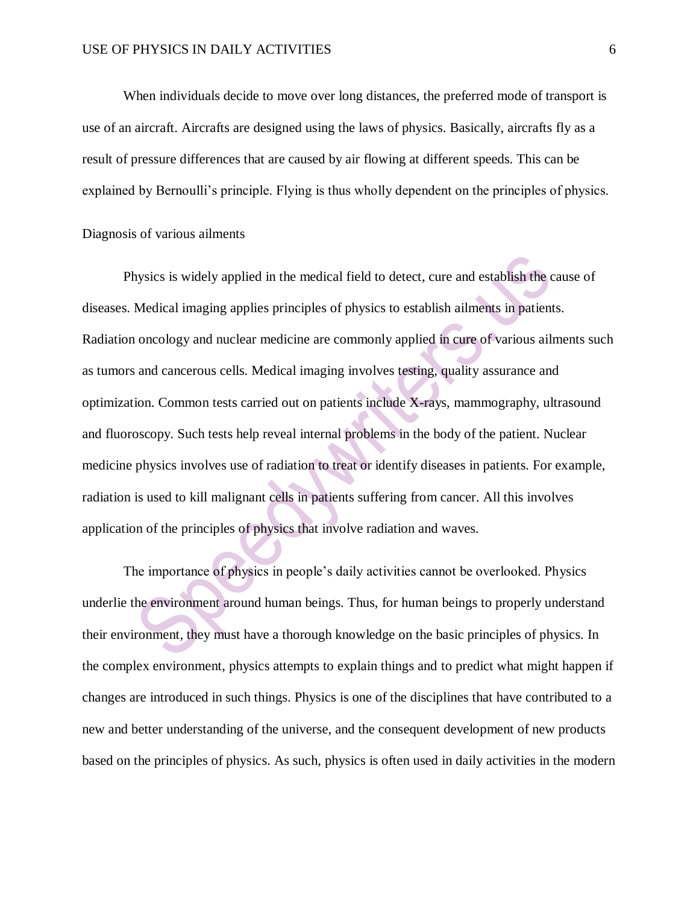When individuals decide to move over long distances, the preferred mode of transport is use of an aircraft. Aircrafts are designed using the laws of physics. Basically, aircrafts fly as a result of pressure differences that are caused by air flowing at different speeds. This can be explained by Bernoulli's principle. Flying is thus wholly dependent on the principles of physics.

## Diagnosis of various ailments

Physics is widely applied in the medical field to detect, cure and establish the cause of diseases. Medical imaging applies principles of physics to establish ailments in patients. Radiation oncology and nuclear medicine are commonly applied in cure of various ailments such as tumors and cancerous cells. Medical imaging involves testing, quality assurance and optimization. Common tests carried out on patients include X-rays, mammography, ultrasound and fluoroscopy. Such tests help reveal internal problems in the body of the patient. Nuclear medicine physics involves use of radiation to treat or identify diseases in patients. For example, radiation is used to kill malignant cells in patients suffering from cancer. All this involves application of the principles of physics that involve radiation and waves.

The importance of physics in people's daily activities cannot be overlooked. Physics underlie the environment around human beings. Thus, for human beings to properly understand their environment, they must have a thorough knowledge on the basic principles of physics. In the complex environment, physics attempts to explain things and to predict what might happen if changes are introduced in such things. Physics is one of the disciplines that have contributed to a new and better understanding of the universe, and the consequent development of new products based on the principles of physics. As such, physics is often used in daily activities in the modern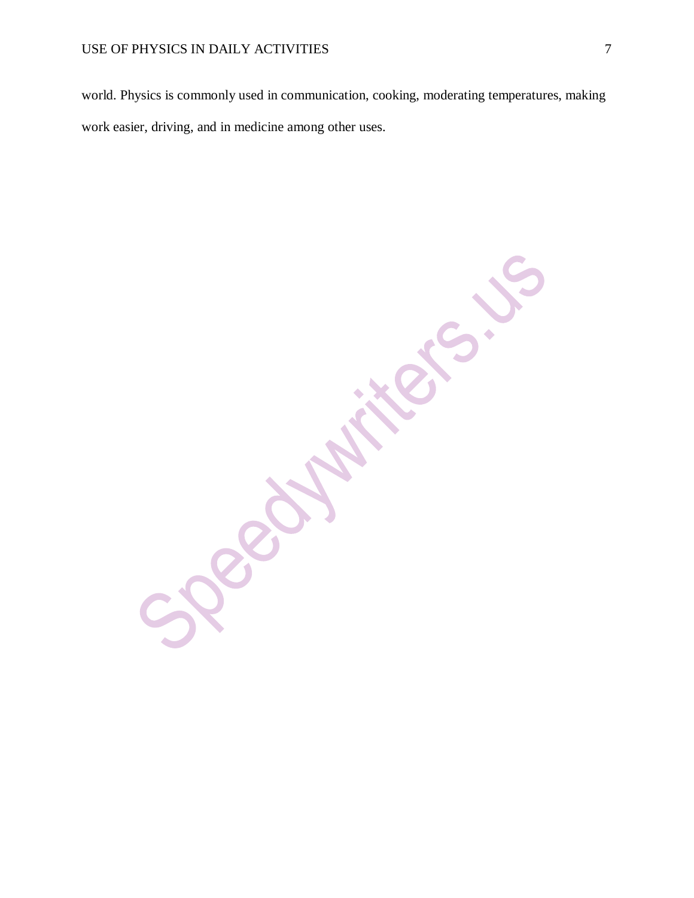world. Physics is commonly used in communication, cooking, moderating temperatures, making work easier, driving, and in medicine among other uses.